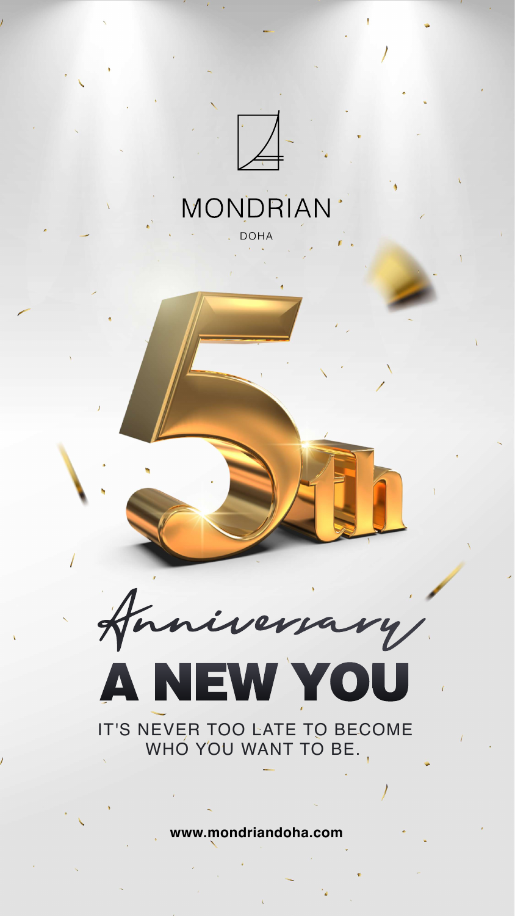MONDRIAN

DOHA

5th

Anniversary

# A NEW YOU

IT'S NEVER TOO LATE TO BECOME WHO YOU WANT TO BE.

**www.mondriandoha.com**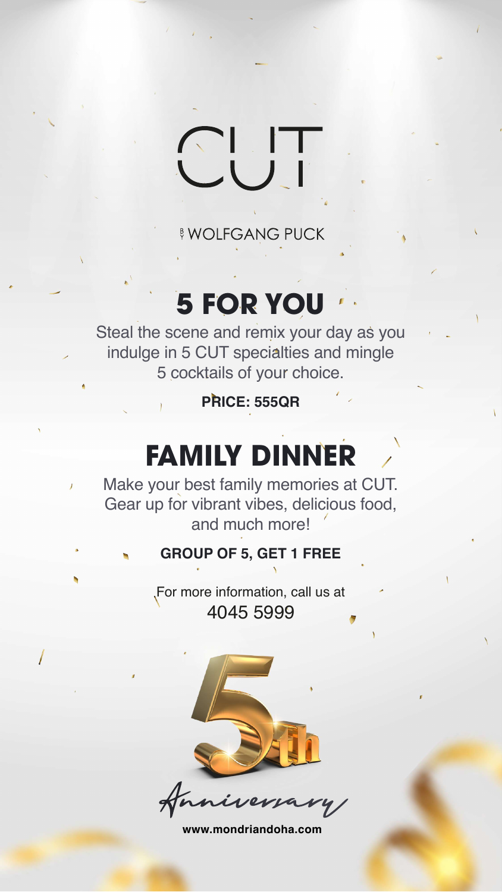# CUT

BY WOLFGANG PUCK

## 5 FOR YOU

Steal the scene and remix your day as you indulge in 5 CUT specialties and mingle 5 cocktails of your choice.

**PRICE: 555QR**

## FAMILY DINNER

Make your best family memories at CUT. Gear up for vibrant vibes, delicious food, and much more!

**GROUP OF 5, GET 1 FREE**

For more information, call us at
4045 5999

5th

Anniversary

**www.mondriandoha.com**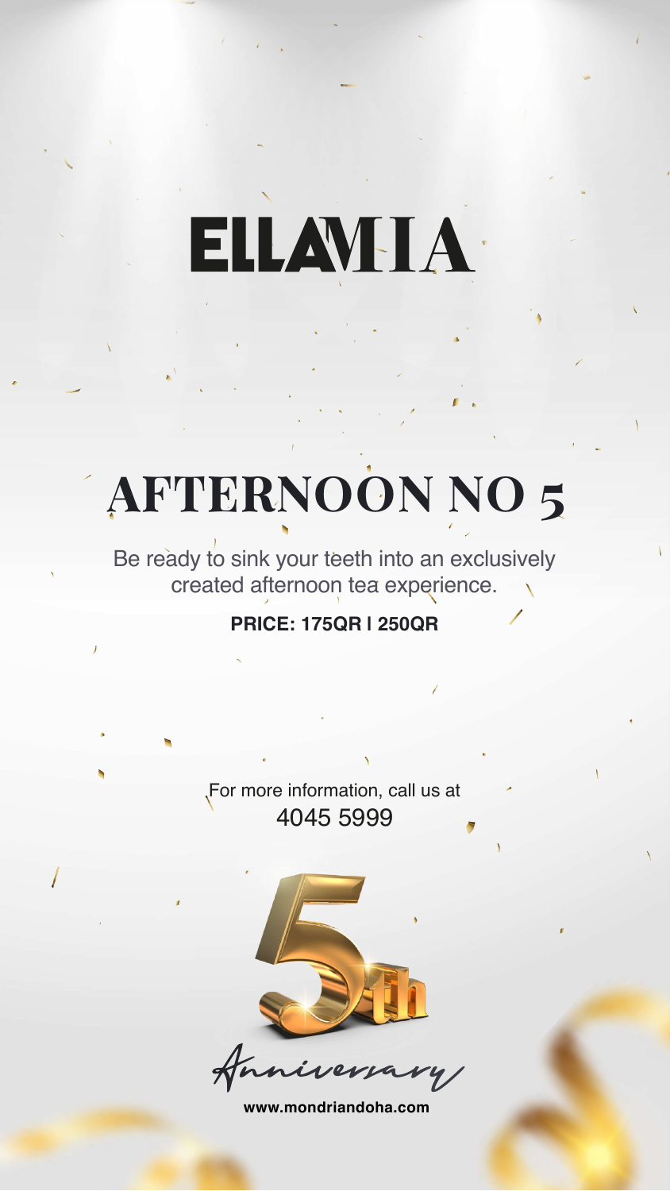# ELLAMIA

## AFTERNOON NO 5

Be ready to sink your teeth into an exclusively created afternoon tea experience.

**PRICE: 175QR | 250QR**

For more information, call us at
4045 5999

5th Anniversary

**www.mondriandoha.com**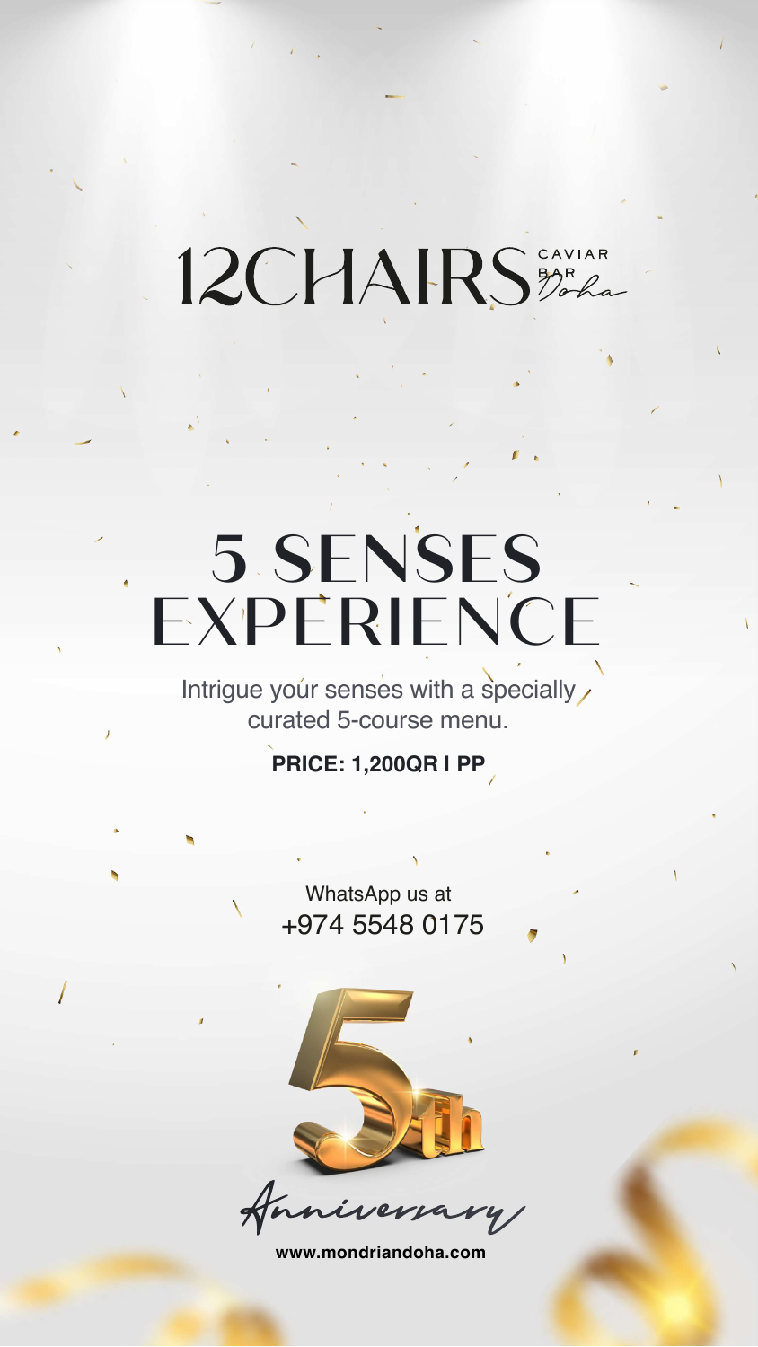12CHAIRS CAVIAR BAR Doha

# 5 SENSES EXPERIENCE

Intrigue your senses with a specially curated 5-course menu.

**PRICE: 1,200QR | PP**

WhatsApp us at
+974 5548 0175

5th Anniversary

**www.mondriandoha.com**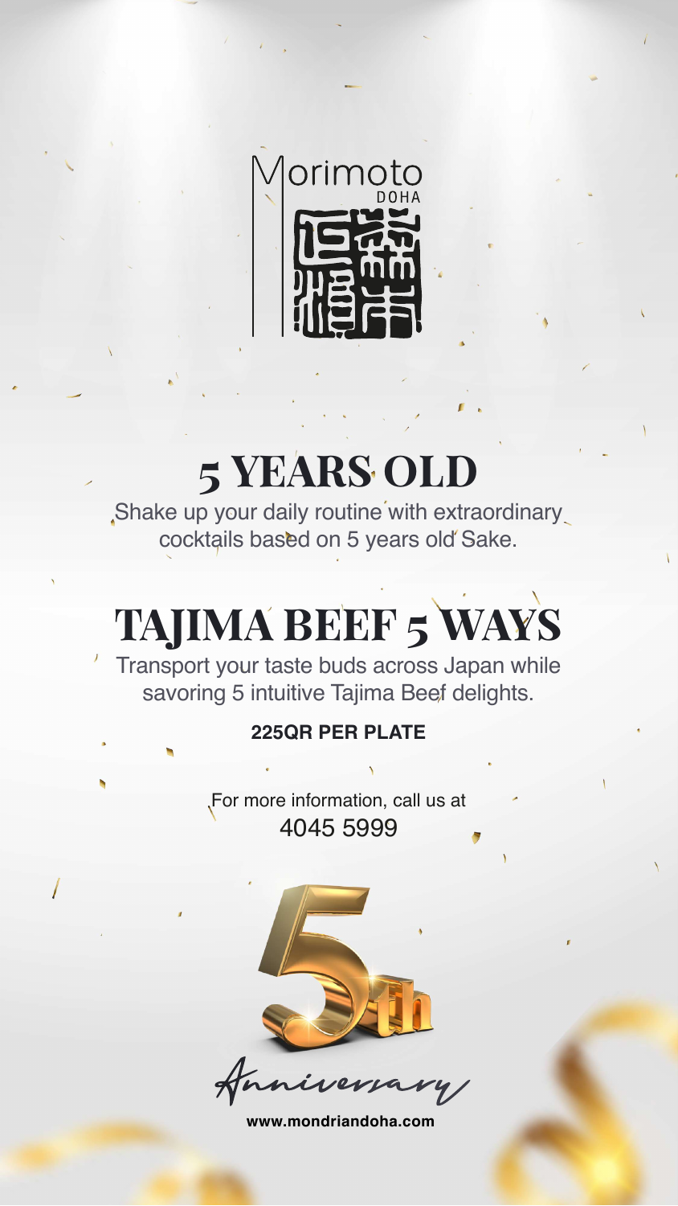Morimoto
DOHA

# 5 YEARS OLD

Shake up your daily routine with extraordinary cocktails based on 5 years old Sake.

# TAJIMA BEEF 5 WAYS

Transport your taste buds across Japan while savoring 5 intuitive Tajima Beef delights.

**225QR PER PLATE**

For more information, call us at
4045 5999

5th
Anniversary

**www.mondriandoha.com**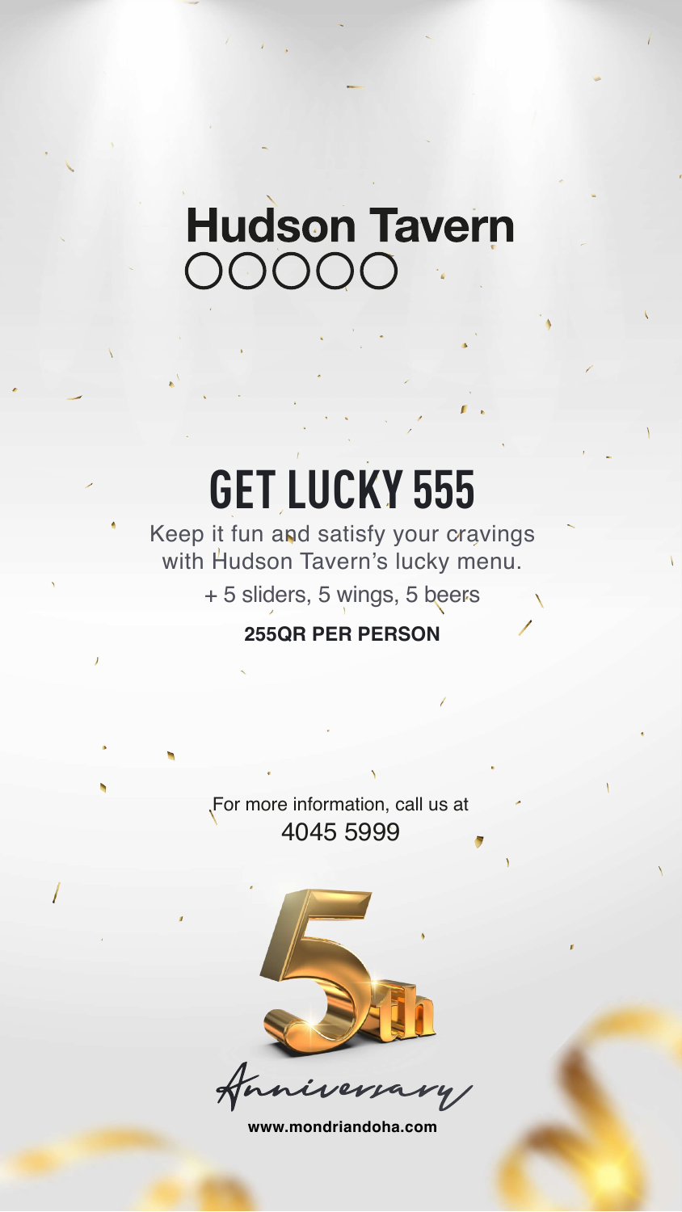# Hudson Tavern

## GET LUCKY 555

Keep it fun and satisfy your cravings with Hudson Tavern's lucky menu.

+ 5 sliders, 5 wings, 5 beers

**255QR PER PERSON**

For more information, call us at
4045 5999

5th Anniversary

**www.mondriandoha.com**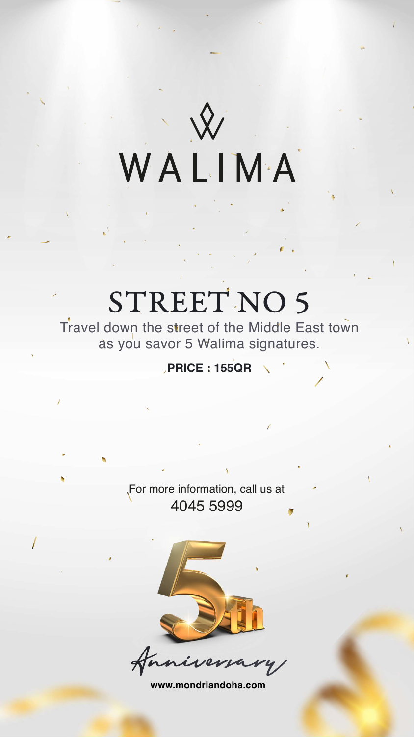# WALIMA

## STREET NO 5

Travel down the street of the Middle East town as you savor 5 Walima signatures.

**PRICE : 155QR**

For more information, call us at
4045 5999

5th Anniversary

**www.mondriandoha.com**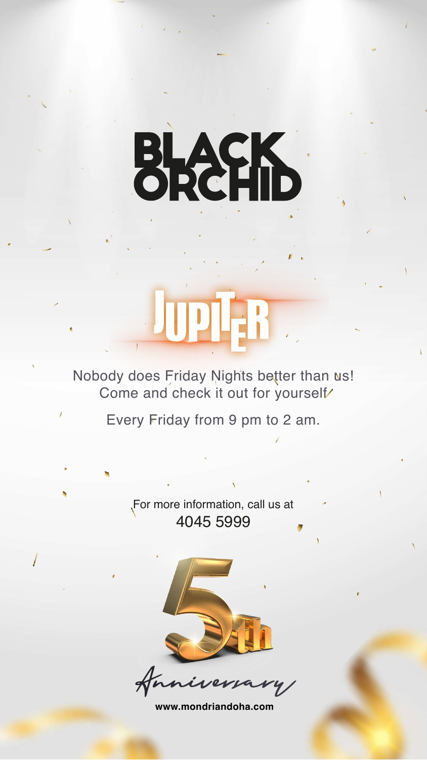# BLACK ORCHID

## JUPITER

Nobody does Friday Nights better than us!
Come and check it out for yourself

Every Friday from 9 pm to 2 am.

For more information, call us at
4045 5999

5th

*Anniversary*

**www.mondriandoha.com**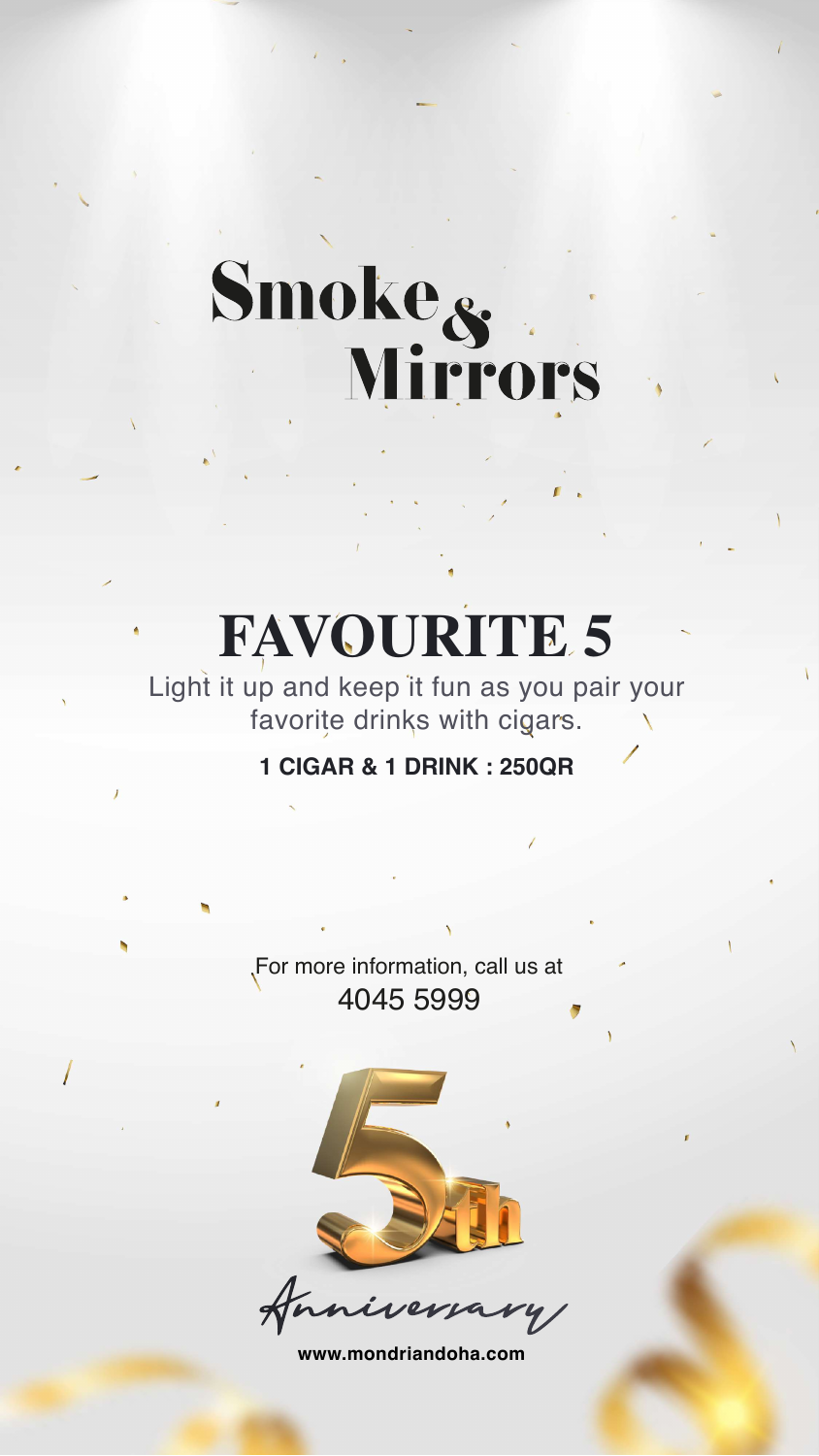# Smoke & Mirrors

## FAVOURITE 5

Light it up and keep it fun as you pair your favorite drinks with cigars.

**1 CIGAR & 1 DRINK : 250QR**

For more information, call us at
4045 5999

5th Anniversary

**www.mondriandoha.com**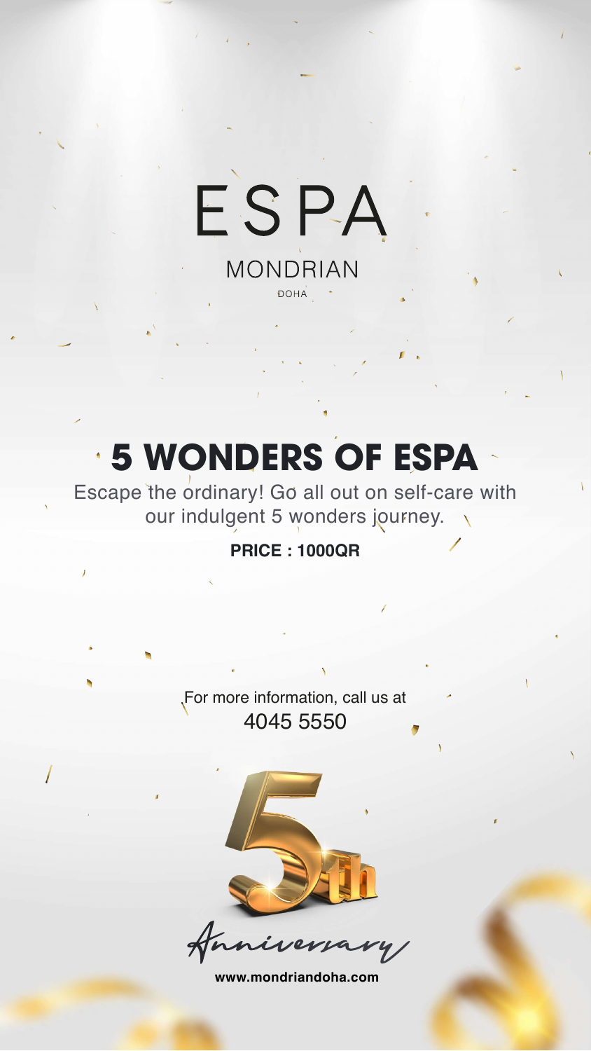ESPA

MONDRIAN

DOHA

# 5 WONDERS OF ESPA

Escape the ordinary! Go all out on self-care with our indulgent 5 wonders journey.

**PRICE : 1000QR**

For more information, call us at
4045 5550

5th

Anniversary

**www.mondriandoha.com**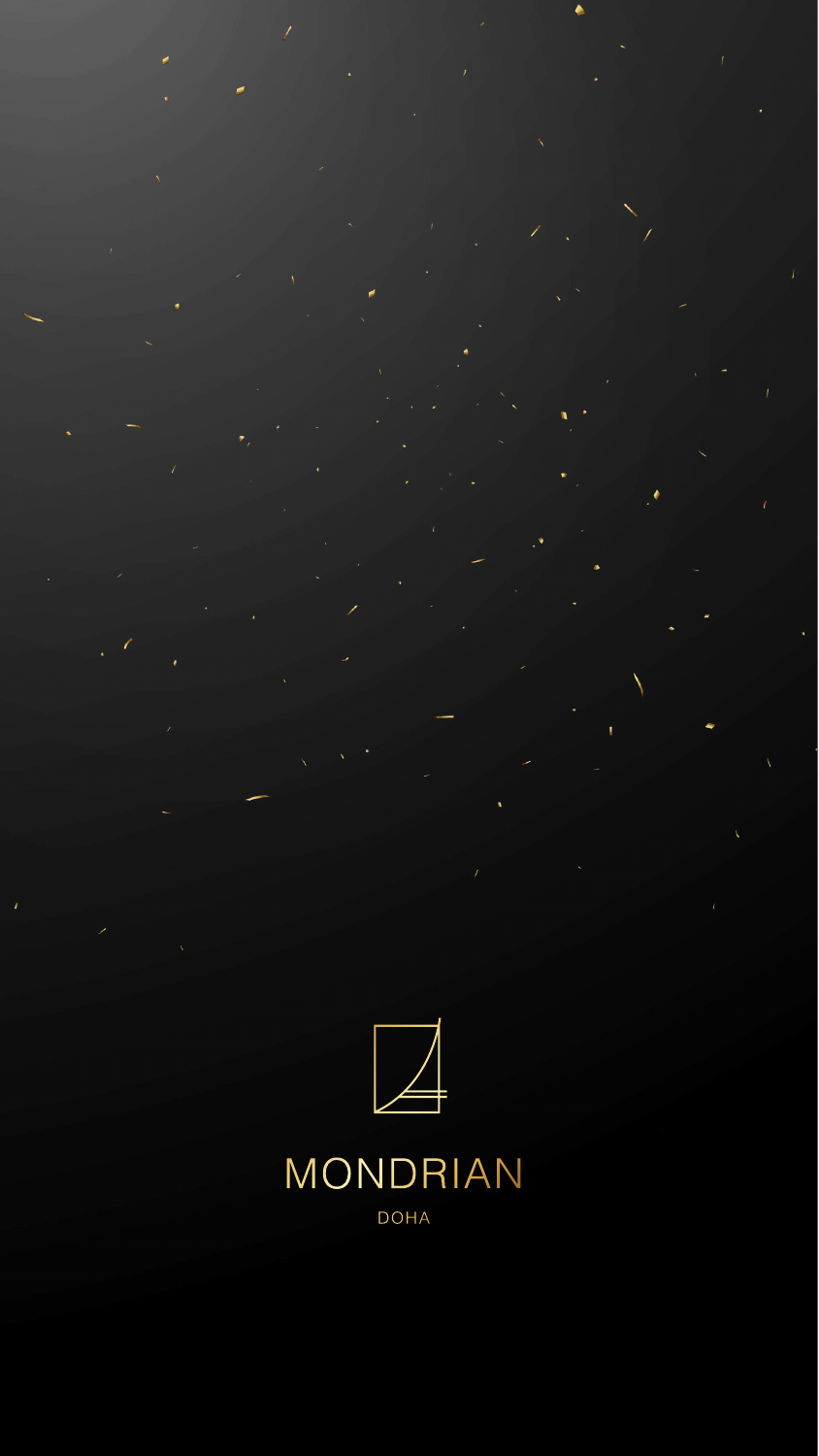MONDRIAN

DOHA